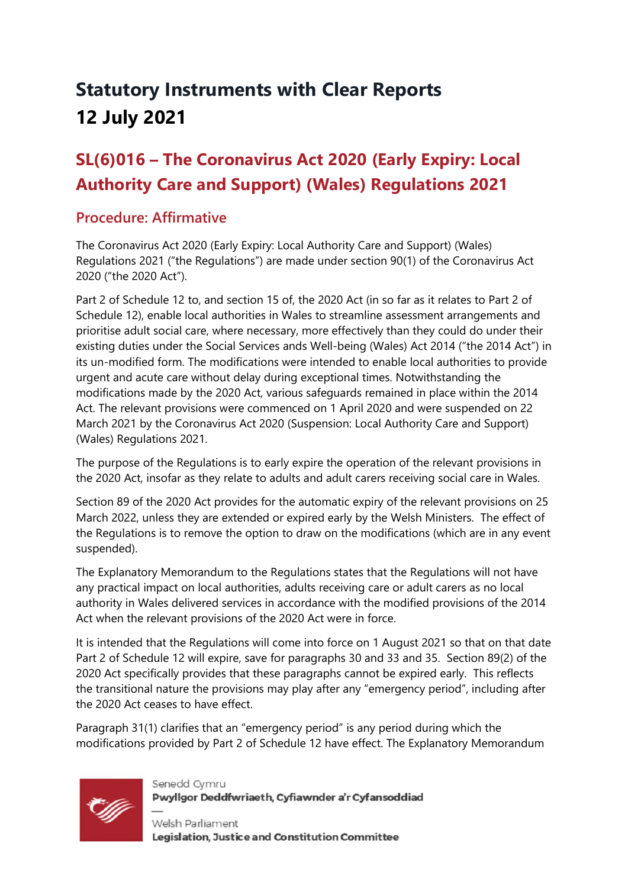# Statutory Instruments with Clear Reports
# 12 July 2021

## SL(6)016 – The Coronavirus Act 2020 (Early Expiry: Local Authority Care and Support) (Wales) Regulations 2021

### Procedure: Affirmative

The Coronavirus Act 2020 (Early Expiry: Local Authority Care and Support) (Wales) Regulations 2021 ("the Regulations") are made under section 90(1) of the Coronavirus Act 2020 ("the 2020 Act").

Part 2 of Schedule 12 to, and section 15 of, the 2020 Act (in so far as it relates to Part 2 of Schedule 12), enable local authorities in Wales to streamline assessment arrangements and prioritise adult social care, where necessary, more effectively than they could do under their existing duties under the Social Services ands Well-being (Wales) Act 2014 ("the 2014 Act") in its un-modified form. The modifications were intended to enable local authorities to provide urgent and acute care without delay during exceptional times. Notwithstanding the modifications made by the 2020 Act, various safeguards remained in place within the 2014 Act. The relevant provisions were commenced on 1 April 2020 and were suspended on 22 March 2021 by the Coronavirus Act 2020 (Suspension: Local Authority Care and Support) (Wales) Regulations 2021.

The purpose of the Regulations is to early expire the operation of the relevant provisions in the 2020 Act, insofar as they relate to adults and adult carers receiving social care in Wales.

Section 89 of the 2020 Act provides for the automatic expiry of the relevant provisions on 25 March 2022, unless they are extended or expired early by the Welsh Ministers. The effect of the Regulations is to remove the option to draw on the modifications (which are in any event suspended).

The Explanatory Memorandum to the Regulations states that the Regulations will not have any practical impact on local authorities, adults receiving care or adult carers as no local authority in Wales delivered services in accordance with the modified provisions of the 2014 Act when the relevant provisions of the 2020 Act were in force.

It is intended that the Regulations will come into force on 1 August 2021 so that on that date Part 2 of Schedule 12 will expire, save for paragraphs 30 and 33 and 35. Section 89(2) of the 2020 Act specifically provides that these paragraphs cannot be expired early. This reflects the transitional nature the provisions may play after any "emergency period", including after the 2020 Act ceases to have effect.

Paragraph 31(1) clarifies that an "emergency period" is any period during which the modifications provided by Part 2 of Schedule 12 have effect. The Explanatory Memorandum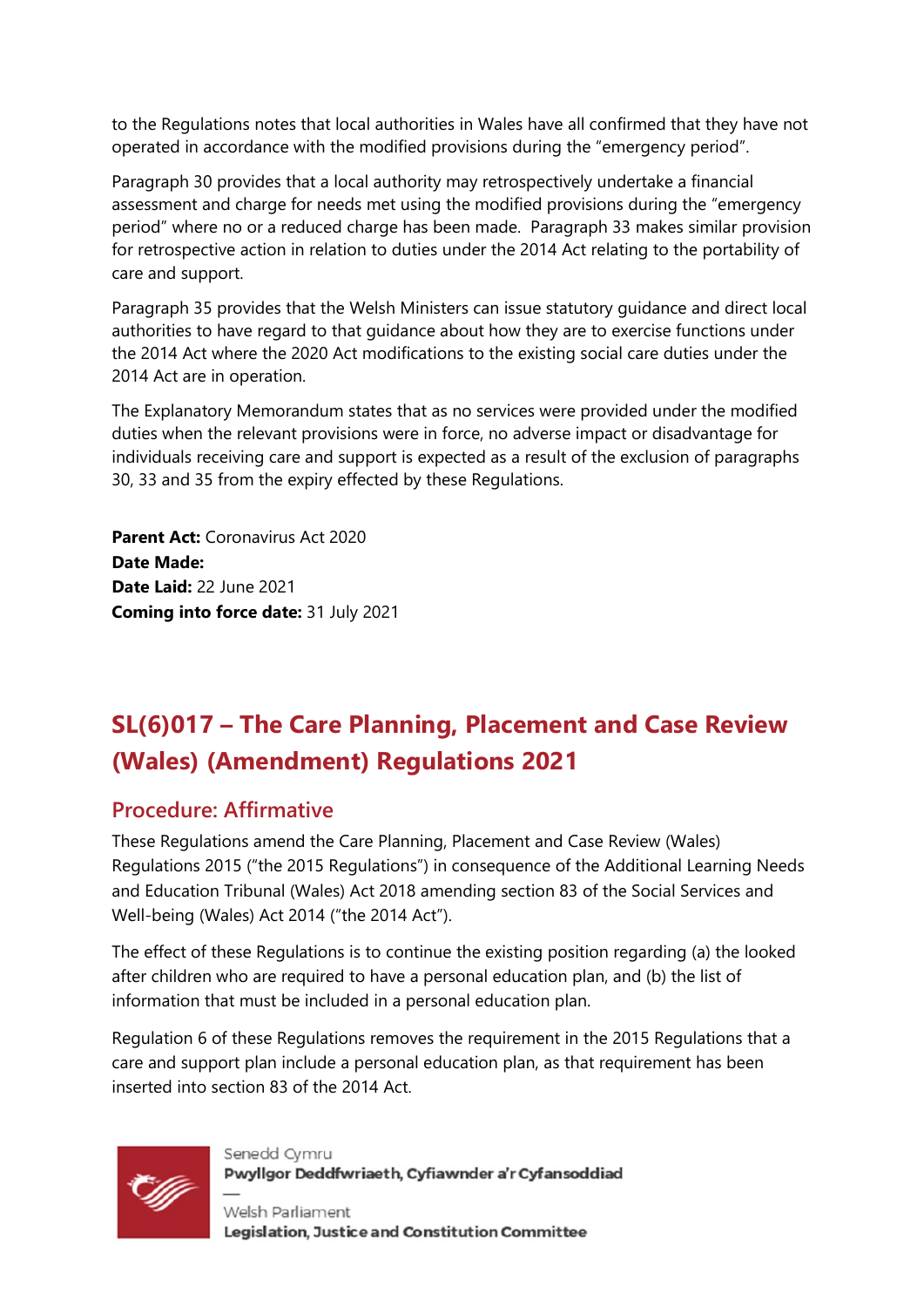to the Regulations notes that local authorities in Wales have all confirmed that they have not operated in accordance with the modified provisions during the "emergency period".

Paragraph 30 provides that a local authority may retrospectively undertake a financial assessment and charge for needs met using the modified provisions during the "emergency period" where no or a reduced charge has been made. Paragraph 33 makes similar provision for retrospective action in relation to duties under the 2014 Act relating to the portability of care and support.

Paragraph 35 provides that the Welsh Ministers can issue statutory guidance and direct local authorities to have regard to that guidance about how they are to exercise functions under the 2014 Act where the 2020 Act modifications to the existing social care duties under the 2014 Act are in operation.

The Explanatory Memorandum states that as no services were provided under the modified duties when the relevant provisions were in force, no adverse impact or disadvantage for individuals receiving care and support is expected as a result of the exclusion of paragraphs 30, 33 and 35 from the expiry effected by these Regulations.

**Parent Act:** Coronavirus Act 2020
**Date Made:**
**Date Laid:** 22 June 2021
**Coming into force date:** 31 July 2021

## SL(6)017 – The Care Planning, Placement and Case Review (Wales) (Amendment) Regulations 2021

### Procedure: Affirmative

These Regulations amend the Care Planning, Placement and Case Review (Wales) Regulations 2015 ("the 2015 Regulations") in consequence of the Additional Learning Needs and Education Tribunal (Wales) Act 2018 amending section 83 of the Social Services and Well-being (Wales) Act 2014 ("the 2014 Act").

The effect of these Regulations is to continue the existing position regarding (a) the looked after children who are required to have a personal education plan, and (b) the list of information that must be included in a personal education plan.

Regulation 6 of these Regulations removes the requirement in the 2015 Regulations that a care and support plan include a personal education plan, as that requirement has been inserted into section 83 of the 2014 Act.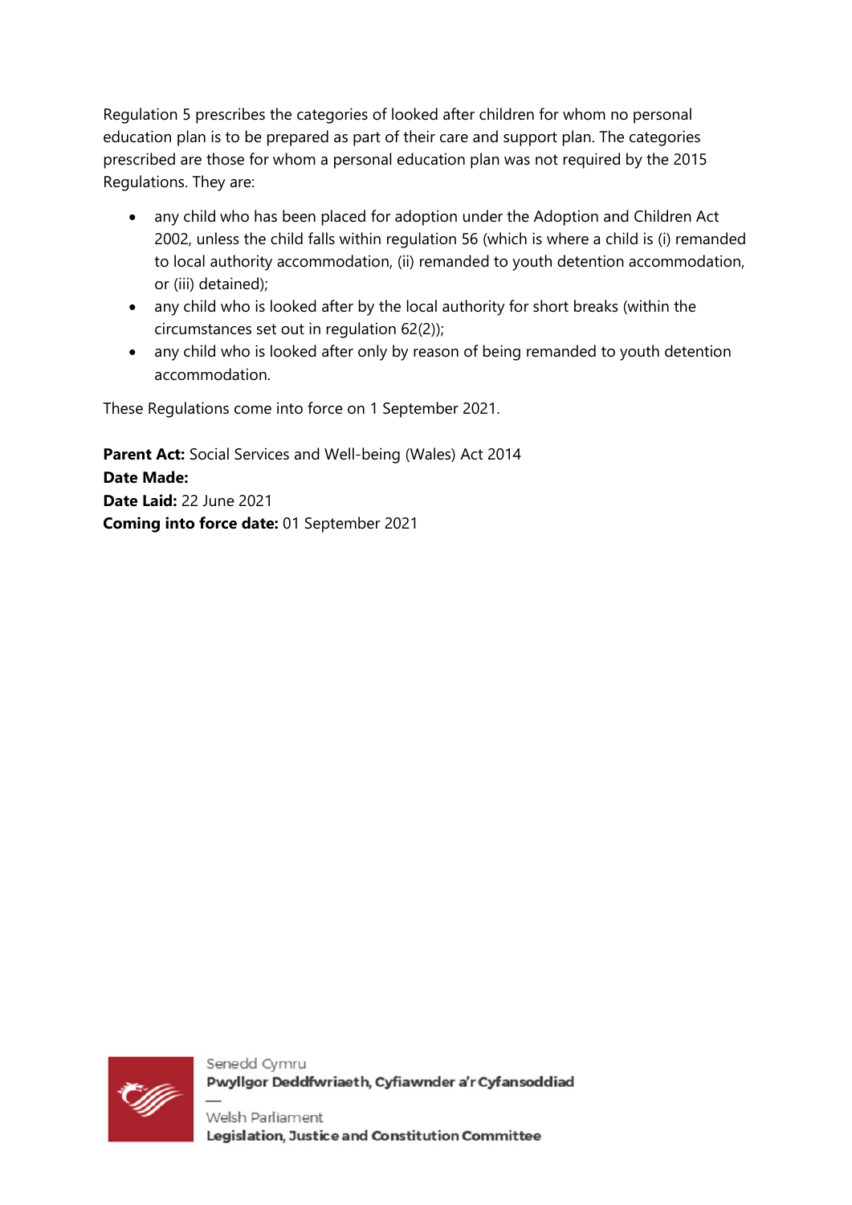Regulation 5 prescribes the categories of looked after children for whom no personal education plan is to be prepared as part of their care and support plan. The categories prescribed are those for whom a personal education plan was not required by the 2015 Regulations. They are:

- any child who has been placed for adoption under the Adoption and Children Act 2002, unless the child falls within regulation 56 (which is where a child is (i) remanded to local authority accommodation, (ii) remanded to youth detention accommodation, or (iii) detained);
- any child who is looked after by the local authority for short breaks (within the circumstances set out in regulation 62(2));
- any child who is looked after only by reason of being remanded to youth detention accommodation.

These Regulations come into force on 1 September 2021.

**Parent Act:** Social Services and Well-being (Wales) Act 2014
**Date Made:**
**Date Laid:** 22 June 2021
**Coming into force date:** 01 September 2021

Senedd Cymru
**Pwyllgor Deddfwriaeth, Cyfiawnder a'r Cyfansoddiad**
—
Welsh Parliament
**Legislation, Justice and Constitution Committee**